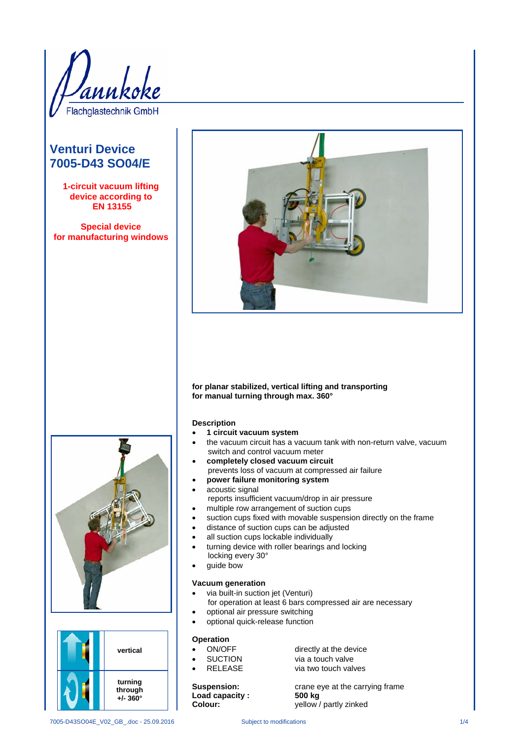Pannkoke Flachglastechnik GmbH

# Venturi Device 7005-D43 SO04/E

**1-circuit vacuum lifting device according to EN 13155**

**Special device for manufacturing windows**

| | |
|---|---|
| | **vertical** |
| | **turning through +/- 360°** |

**for planar stabilized, vertical lifting and transporting**
**for manual turning through max. 360°**

### Description

- **1 circuit vacuum system**
- the vacuum circuit has a vacuum tank with non-return valve, vacuum switch and control vacuum meter
- **completely closed vacuum circuit**
  prevents loss of vacuum at compressed air failure
- **power failure monitoring system**
- acoustic signal
  reports insufficient vacuum/drop in air pressure
- multiple row arrangement of suction cups
- suction cups fixed with movable suspension directly on the frame
- distance of suction cups can be adjusted
- all suction cups lockable individually
- turning device with roller bearings and locking
  locking every 30°
- guide bow

### Vacuum generation

- via built-in suction jet (Venturi)
  for operation at least 6 bars compressed air are necessary
- optional air pressure switching
- optional quick-release function

### Operation

- ON/OFF — directly at the device
- SUCTION — via a touch valve
- RELEASE — via two touch valves

**Suspension:** crane eye at the carrying frame
**Load capacity :** **500 kg**
**Colour:** yellow / partly zinked

7005-D43SO04E_V02_GB_.doc - 25.09.2016 Subject to modifications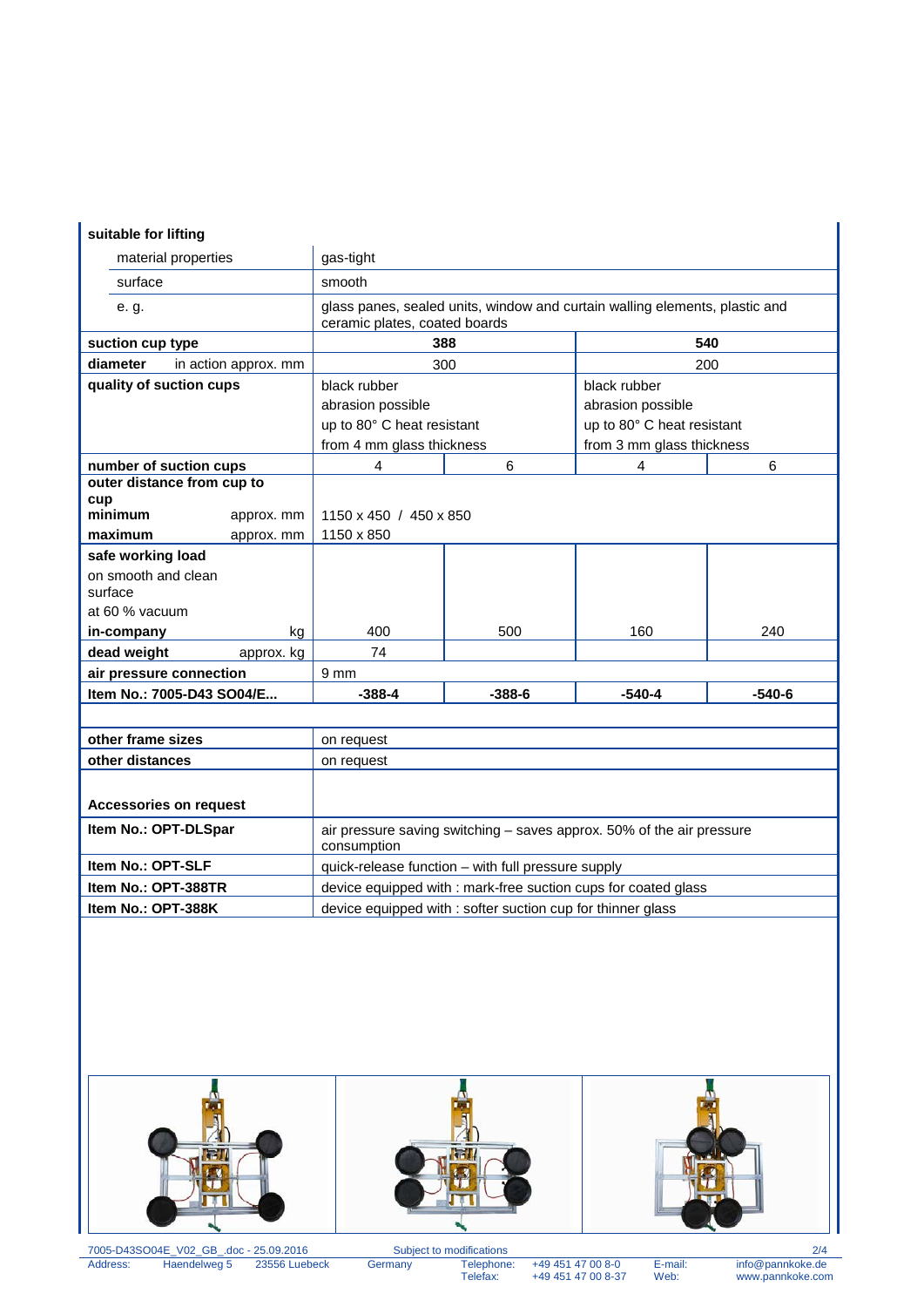| suitable for lifting | | | | |
|---|---|---|---|---|
| material properties | gas-tight | | | |
| surface | smooth | | | |
| e. g. | glass panes, sealed units, window and curtain walling elements, plastic and ceramic plates, coated boards | | | |
| **suction cup type** | **388** | | **540** | |
| **diameter** in action approx. mm | 300 | | 200 | |
| **quality of suction cups** | black rubber<br>abrasion possible<br>up to 80° C heat resistant<br>from 4 mm glass thickness | | black rubber<br>abrasion possible<br>up to 80° C heat resistant<br>from 3 mm glass thickness | |
| **number of suction cups** | 4 | 6 | 4 | 6 |
| **outer distance from cup to cup** | | | | |
| **minimum** approx. mm | 1150 x 450 / 450 x 850 | | | |
| **maximum** approx. mm | 1150 x 850 | | | |
| **safe working load**<br>on smooth and clean surface<br>at 60 % vacuum | | | | |
| **in-company** kg | 400 | 500 | 160 | 240 |
| **dead weight** approx. kg | 74 | | | |
| **air pressure connection** | 9 mm | | | |
| **Item No.: 7005-D43 SO04/E...** | **-388-4** | **-388-6** | **-540-4** | **-540-6** |

| | |
|---|---|
| **other frame sizes** | on request |
| **other distances** | on request |

| **Accessories on request** | |
|---|---|
| **Item No.: OPT-DLSpar** | air pressure saving switching – saves approx. 50% of the air pressure consumption |
| **Item No.: OPT-SLF** | quick-release function – with full pressure supply |
| **Item No.: OPT-388TR** | device equipped with : mark-free suction cups for coated glass |
| **Item No.: OPT-388K** | device equipped with : softer suction cup for thinner glass |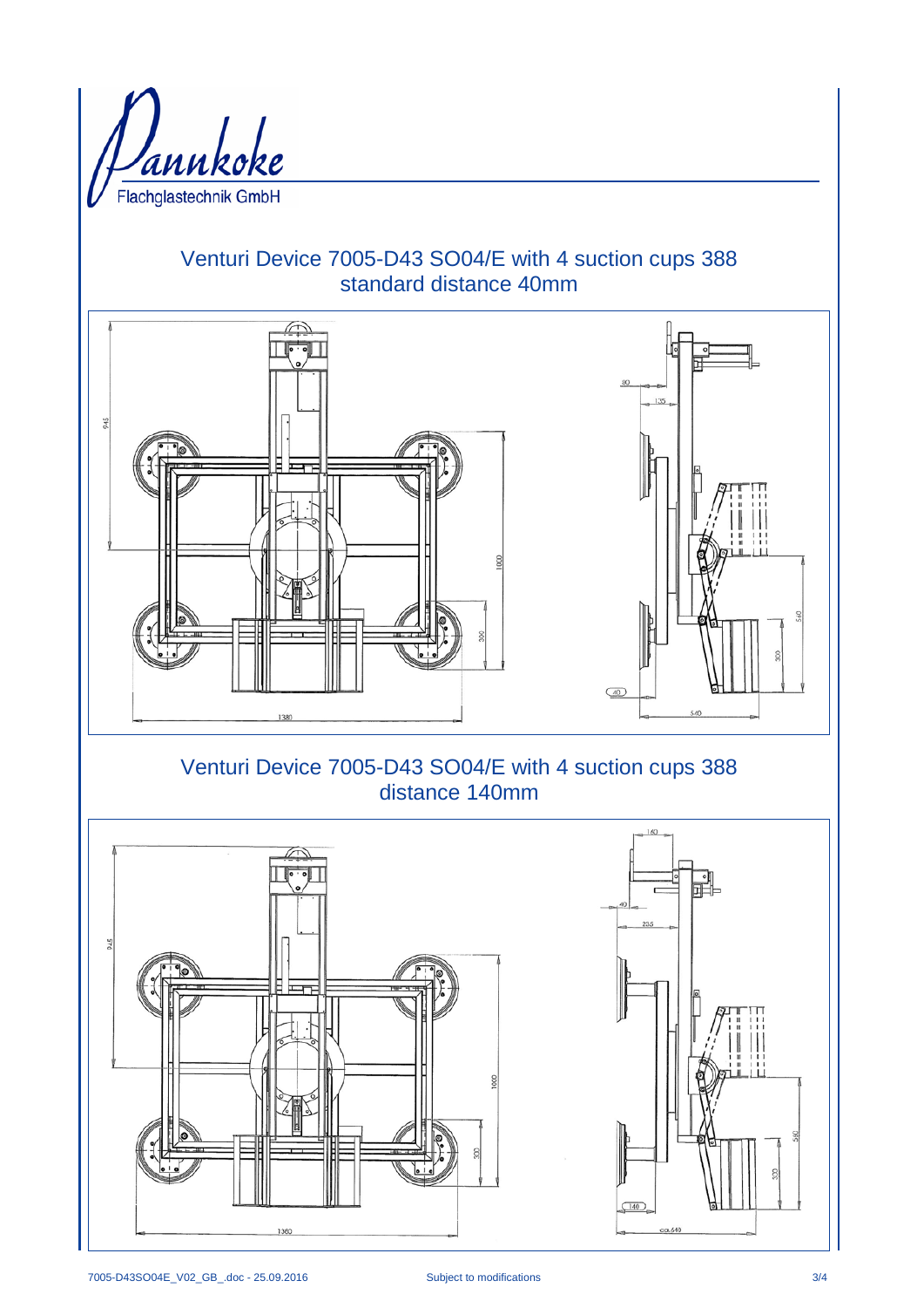Pannkoke

Flachglastechnik GmbH

## Venturi Device 7005-D43 SO04/E with 4 suction cups 388 standard distance 40mm

## Venturi Device 7005-D43 SO04/E with 4 suction cups 388 distance 140mm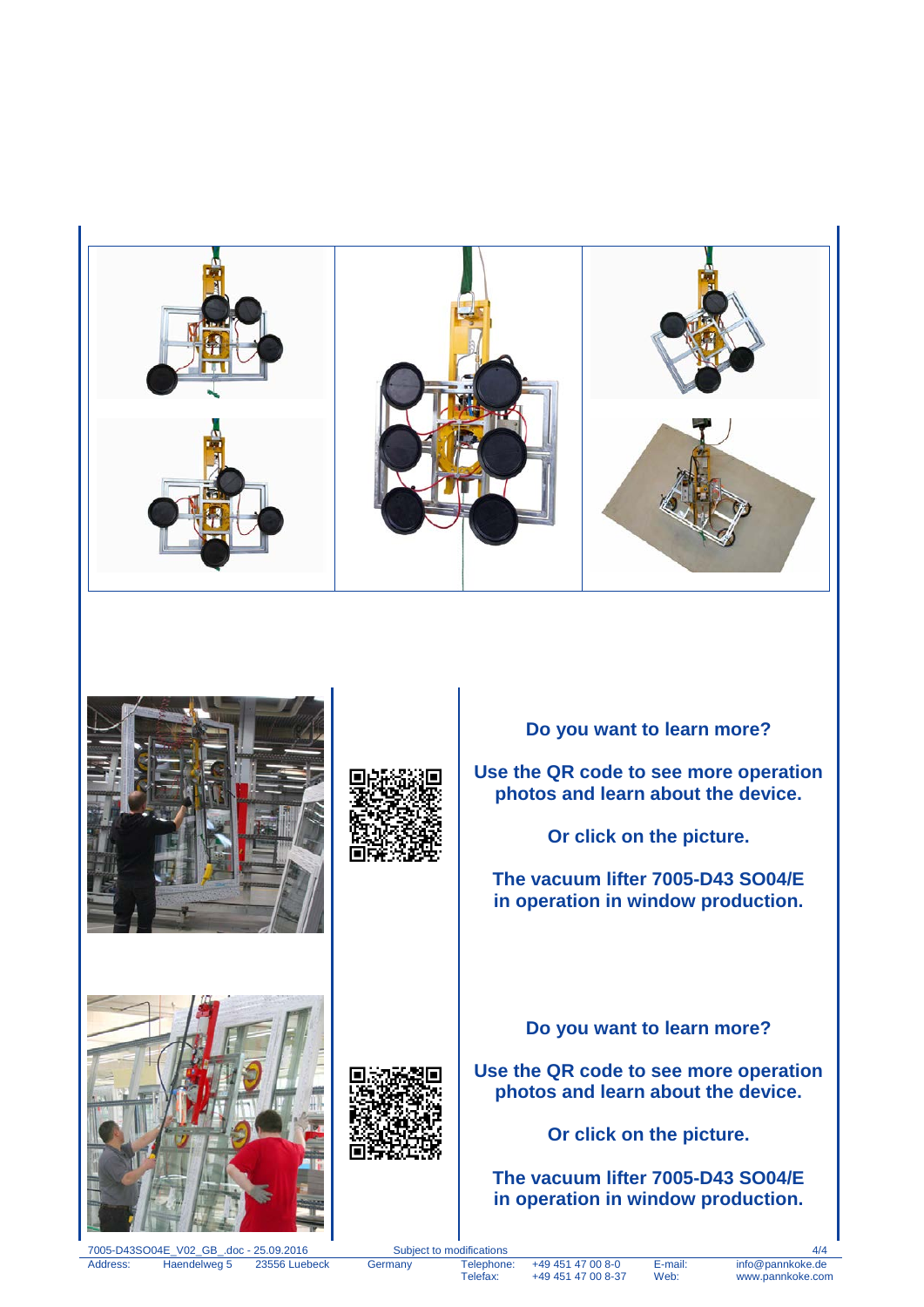**Do you want to learn more?**

**Use the QR code to see more operation photos and learn about the device.**

**Or click on the picture.**

**The vacuum lifter 7005-D43 SO04/E in operation in window production.**

**Do you want to learn more?**

**Use the QR code to see more operation photos and learn about the device.**

**Or click on the picture.**

**The vacuum lifter 7005-D43 SO04/E in operation in window production.**